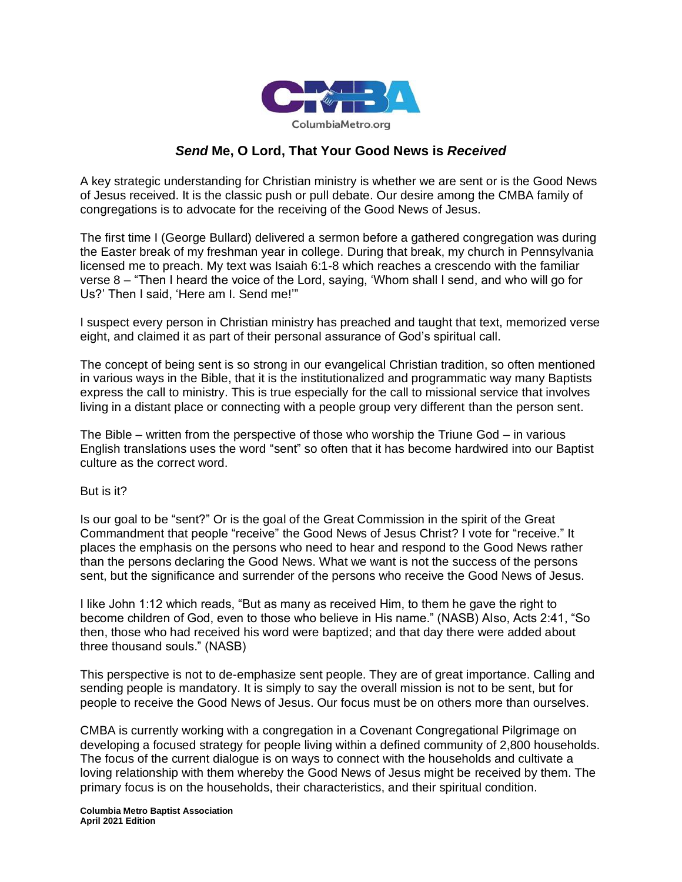CMBA

ColumbiaMetro.org

# *Send* Me, O Lord, That Your Good News is *Received*

A key strategic understanding for Christian ministry is whether we are sent or is the Good News of Jesus received. It is the classic push or pull debate. Our desire among the CMBA family of congregations is to advocate for the receiving of the Good News of Jesus.

The first time I (George Bullard) delivered a sermon before a gathered congregation was during the Easter break of my freshman year in college. During that break, my church in Pennsylvania licensed me to preach. My text was Isaiah 6:1-8 which reaches a crescendo with the familiar verse 8 – "Then I heard the voice of the Lord, saying, 'Whom shall I send, and who will go for Us?' Then I said, 'Here am I. Send me!'"

I suspect every person in Christian ministry has preached and taught that text, memorized verse eight, and claimed it as part of their personal assurance of God's spiritual call.

The concept of being sent is so strong in our evangelical Christian tradition, so often mentioned in various ways in the Bible, that it is the institutionalized and programmatic way many Baptists express the call to ministry. This is true especially for the call to missional service that involves living in a distant place or connecting with a people group very different than the person sent.

The Bible – written from the perspective of those who worship the Triune God – in various English translations uses the word "sent" so often that it has become hardwired into our Baptist culture as the correct word.

But is it?

Is our goal to be "sent?" Or is the goal of the Great Commission in the spirit of the Great Commandment that people "receive" the Good News of Jesus Christ? I vote for "receive." It places the emphasis on the persons who need to hear and respond to the Good News rather than the persons declaring the Good News. What we want is not the success of the persons sent, but the significance and surrender of the persons who receive the Good News of Jesus.

I like John 1:12 which reads, "But as many as received Him, to them he gave the right to become children of God, even to those who believe in His name." (NASB) Also, Acts 2:41, "So then, those who had received his word were baptized; and that day there were added about three thousand souls." (NASB)

This perspective is not to de-emphasize sent people. They are of great importance. Calling and sending people is mandatory. It is simply to say the overall mission is not to be sent, but for people to receive the Good News of Jesus. Our focus must be on others more than ourselves.

CMBA is currently working with a congregation in a Covenant Congregational Pilgrimage on developing a focused strategy for people living within a defined community of 2,800 households. The focus of the current dialogue is on ways to connect with the households and cultivate a loving relationship with them whereby the Good News of Jesus might be received by them. The primary focus is on the households, their characteristics, and their spiritual condition.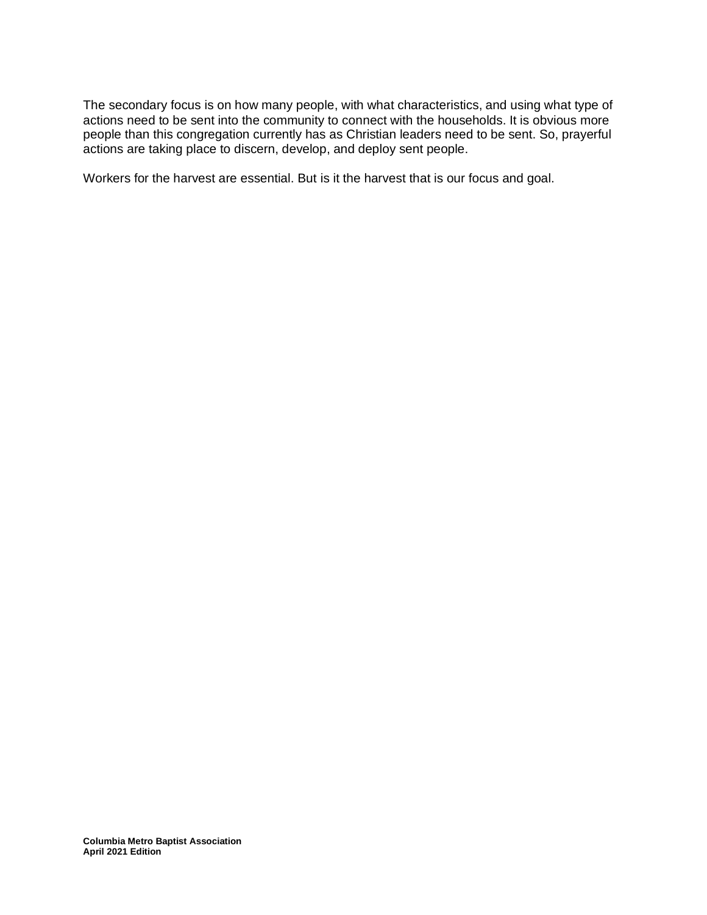The secondary focus is on how many people, with what characteristics, and using what type of actions need to be sent into the community to connect with the households. It is obvious more people than this congregation currently has as Christian leaders need to be sent. So, prayerful actions are taking place to discern, develop, and deploy sent people.

Workers for the harvest are essential. But is it the harvest that is our focus and goal.